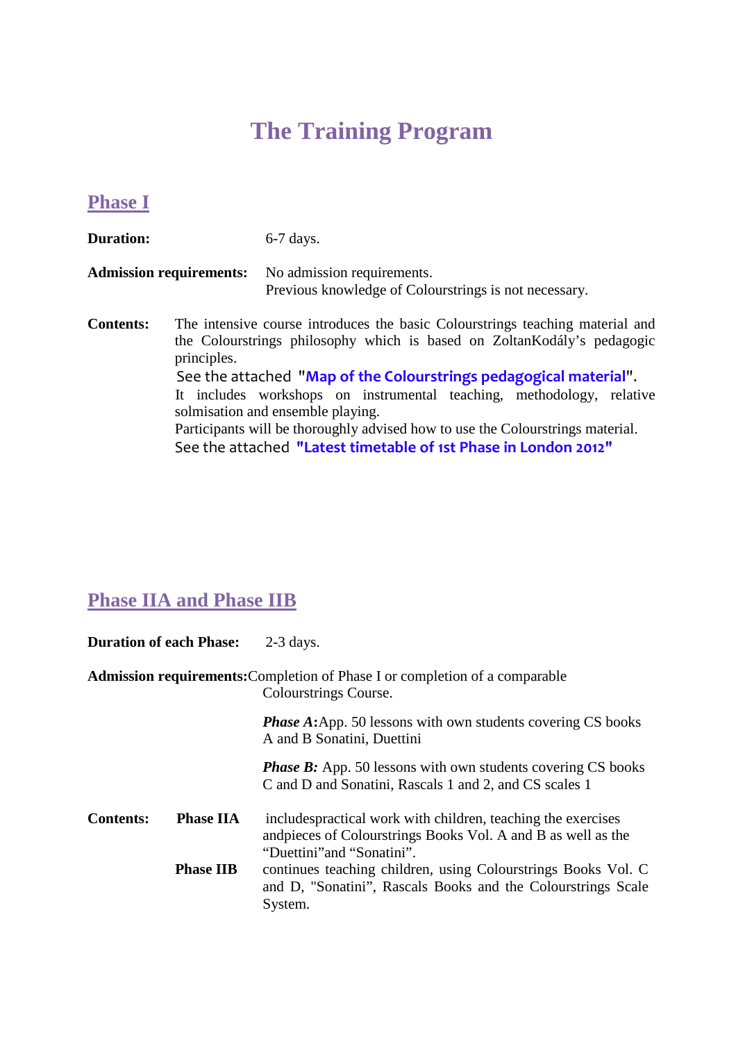# The Training Program

## Phase I

**Duration:** 6-7 days.

**Admission requirements:** No admission requirements.
Previous knowledge of Colourstrings is not necessary.

**Contents:** The intensive course introduces the basic Colourstrings teaching material and the Colourstrings philosophy which is based on ZoltanKodály's pedagogic principles.
See the attached "**Map of the Colourstrings pedagogical material**".
It includes workshops on instrumental teaching, methodology, relative solmisation and ensemble playing.
Participants will be thoroughly advised how to use the Colourstrings material.
See the attached **"Latest timetable of 1st Phase in London 2012"**

## Phase IIA and Phase IIB

**Duration of each Phase:** 2-3 days.

**Admission requirements:** Completion of Phase I or completion of a comparable Colourstrings Course.

***Phase A*:** App. 50 lessons with own students covering CS books A and B Sonatini, Duettini

***Phase B:*** App. 50 lessons with own students covering CS books C and D and Sonatini, Rascals 1 and 2, and CS scales 1

**Contents:**

**Phase IIA** includespractical work with children, teaching the exercises andpieces of Colourstrings Books Vol. A and B as well as the "Duettini"and "Sonatini".

**Phase IIB** continues teaching children, using Colourstrings Books Vol. C and D, "Sonatini", Rascals Books and the Colourstrings Scale System.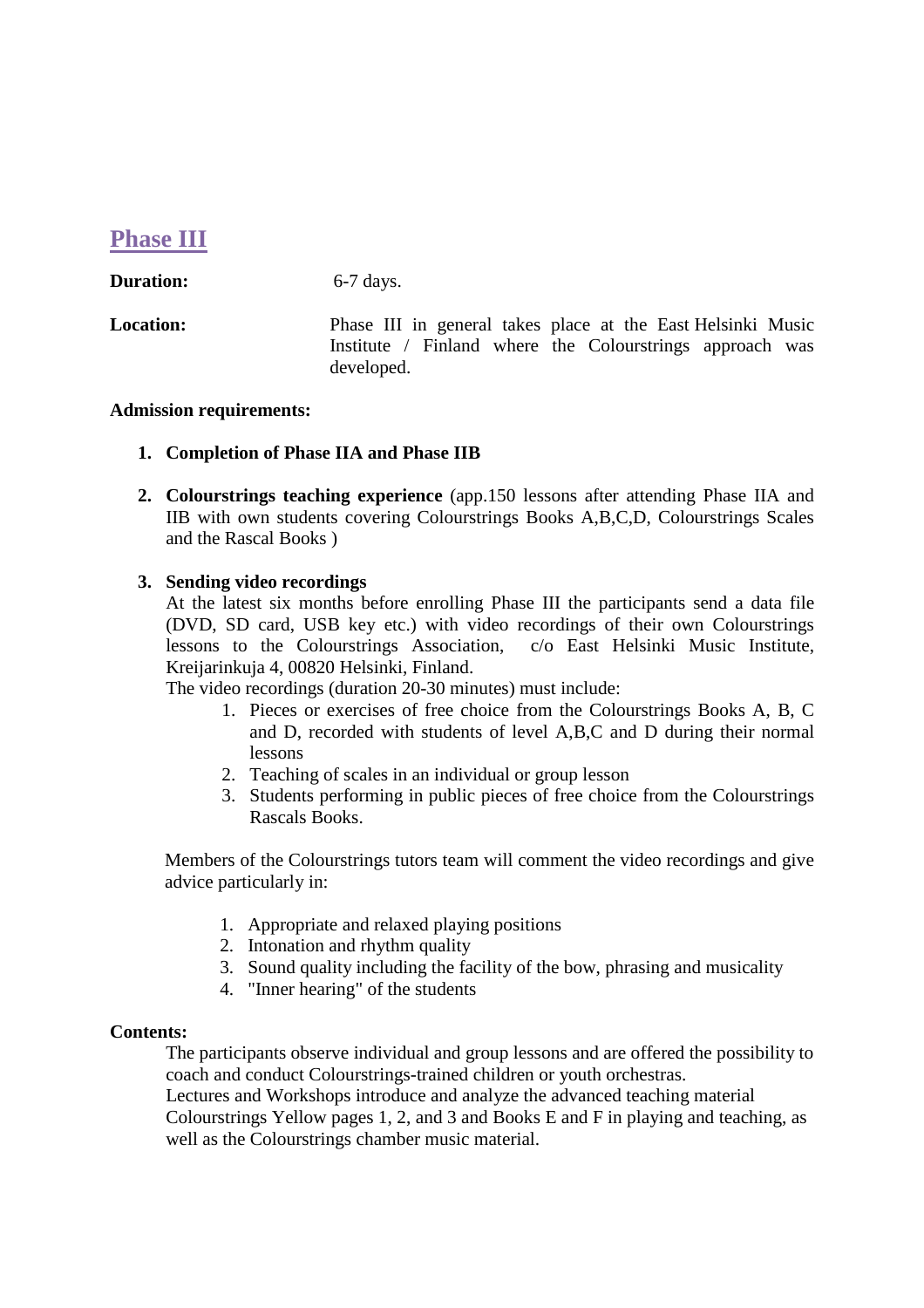## Phase III

**Duration:** 6-7 days.

**Location:** Phase III in general takes place at the East Helsinki Music Institute / Finland where the Colourstrings approach was developed.

**Admission requirements:**

1. **Completion of Phase IIA and Phase IIB**

2. **Colourstrings teaching experience** (app.150 lessons after attending Phase IIA and IIB with own students covering Colourstrings Books A,B,C,D, Colourstrings Scales and the Rascal Books )

3. **Sending video recordings**
   At the latest six months before enrolling Phase III the participants send a data file (DVD, SD card, USB key etc.) with video recordings of their own Colourstrings lessons to the Colourstrings Association, c/o East Helsinki Music Institute, Kreijarinkuja 4, 00820 Helsinki, Finland.
   The video recordings (duration 20-30 minutes) must include:
   1. Pieces or exercises of free choice from the Colourstrings Books A, B, C and D, recorded with students of level A,B,C and D during their normal lessons
   2. Teaching of scales in an individual or group lesson
   3. Students performing in public pieces of free choice from the Colourstrings Rascals Books.

   Members of the Colourstrings tutors team will comment the video recordings and give advice particularly in:

   1. Appropriate and relaxed playing positions
   2. Intonation and rhythm quality
   3. Sound quality including the facility of the bow, phrasing and musicality
   4. "Inner hearing" of the students

**Contents:**

The participants observe individual and group lessons and are offered the possibility to coach and conduct Colourstrings-trained children or youth orchestras.
Lectures and Workshops introduce and analyze the advanced teaching material Colourstrings Yellow pages 1, 2, and 3 and Books E and F in playing and teaching, as well as the Colourstrings chamber music material.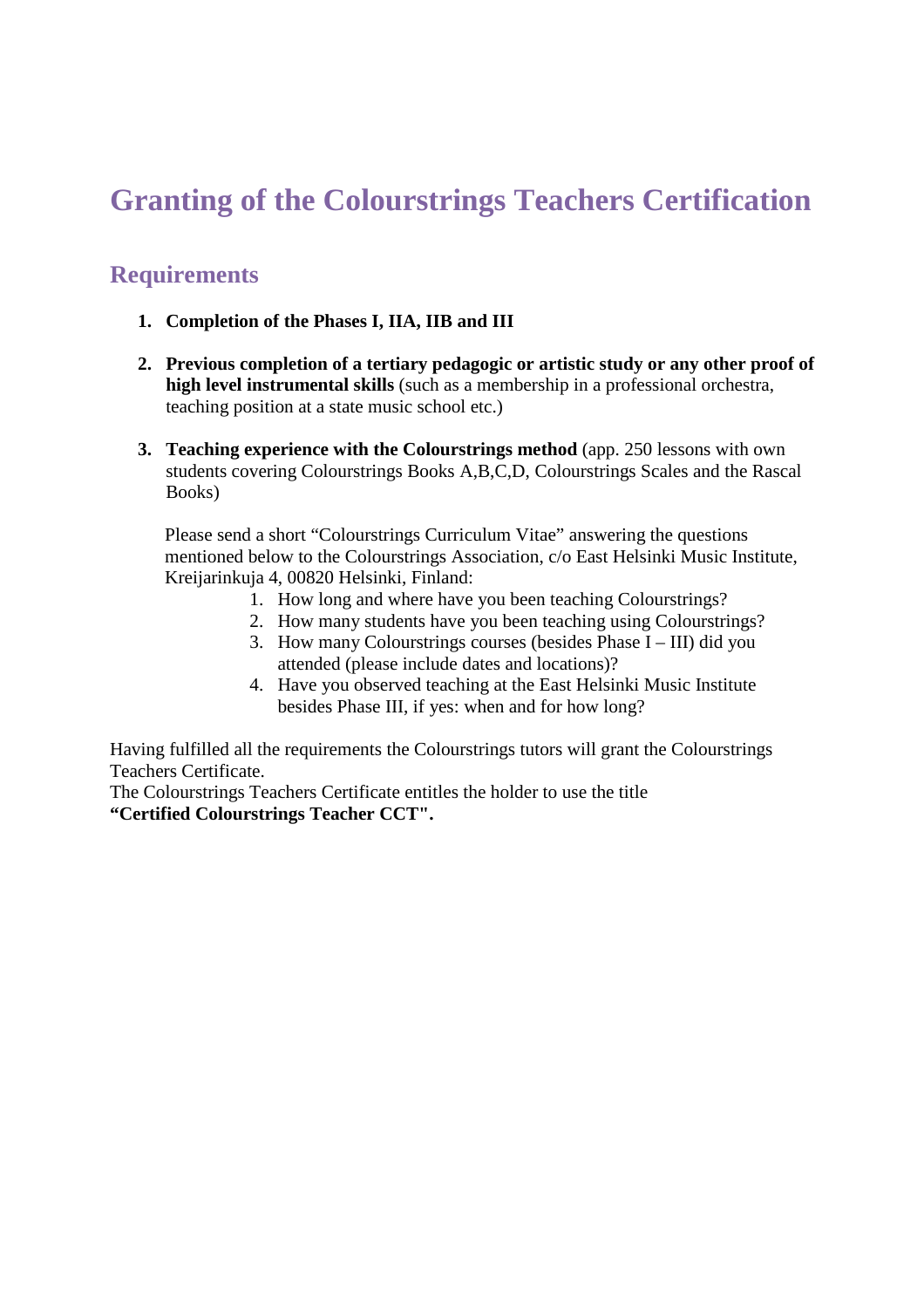# Granting of the Colourstrings Teachers Certification

## Requirements

1. **Completion of the Phases I, IIA, IIB and III**

2. **Previous completion of a tertiary pedagogic or artistic study or any other proof of high level instrumental skills** (such as a membership in a professional orchestra, teaching position at a state music school etc.)

3. **Teaching experience with the Colourstrings method** (app. 250 lessons with own students covering Colourstrings Books A,B,C,D, Colourstrings Scales and the Rascal Books)

   Please send a short "Colourstrings Curriculum Vitae" answering the questions mentioned below to the Colourstrings Association, c/o East Helsinki Music Institute, Kreijarinkuja 4, 00820 Helsinki, Finland:

   1. How long and where have you been teaching Colourstrings?
   2. How many students have you been teaching using Colourstrings?
   3. How many Colourstrings courses (besides Phase I – III) did you attended (please include dates and locations)?
   4. Have you observed teaching at the East Helsinki Music Institute besides Phase III, if yes: when and for how long?

Having fulfilled all the requirements the Colourstrings tutors will grant the Colourstrings Teachers Certificate.
The Colourstrings Teachers Certificate entitles the holder to use the title
**"Certified Colourstrings Teacher CCT".**